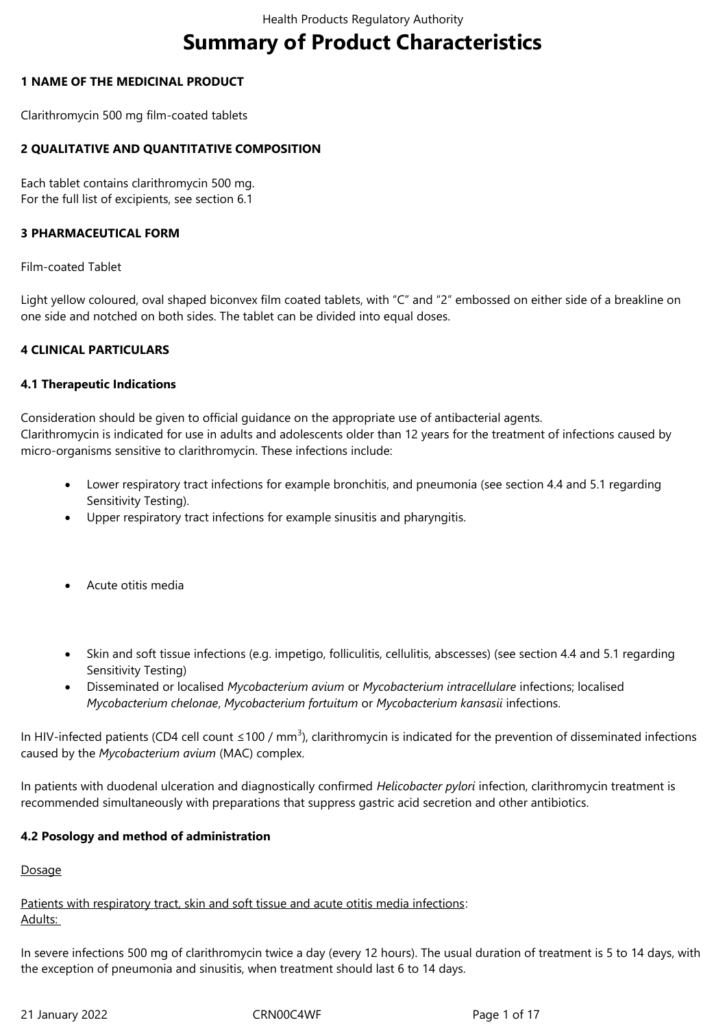# Summary of Product Characteristics

## 1 NAME OF THE MEDICINAL PRODUCT

Clarithromycin 500 mg film-coated tablets

## 2 QUALITATIVE AND QUANTITATIVE COMPOSITION

Each tablet contains clarithromycin 500 mg.
For the full list of excipients, see section 6.1

## 3 PHARMACEUTICAL FORM

Film-coated Tablet

Light yellow coloured, oval shaped biconvex film coated tablets, with "C" and "2" embossed on either side of a breakline on one side and notched on both sides. The tablet can be divided into equal doses.

## 4 CLINICAL PARTICULARS

### 4.1 Therapeutic Indications

Consideration should be given to official guidance on the appropriate use of antibacterial agents.
Clarithromycin is indicated for use in adults and adolescents older than 12 years for the treatment of infections caused by micro-organisms sensitive to clarithromycin. These infections include:

- Lower respiratory tract infections for example bronchitis, and pneumonia (see section 4.4 and 5.1 regarding Sensitivity Testing).
- Upper respiratory tract infections for example sinusitis and pharyngitis.
- Acute otitis media
- Skin and soft tissue infections (e.g. impetigo, folliculitis, cellulitis, abscesses) (see section 4.4 and 5.1 regarding Sensitivity Testing)
- Disseminated or localised *Mycobacterium avium* or *Mycobacterium intracellulare* infections; localised *Mycobacterium chelonae*, *Mycobacterium fortuitum* or *Mycobacterium kansasii* infections.

In HIV-infected patients (CD4 cell count ≤100 / mm$^3$), clarithromycin is indicated for the prevention of disseminated infections caused by the *Mycobacterium avium* (MAC) complex.

In patients with duodenal ulceration and diagnostically confirmed *Helicobacter pylori* infection, clarithromycin treatment is recommended simultaneously with preparations that suppress gastric acid secretion and other antibiotics.

### 4.2 Posology and method of administration

Dosage

Patients with respiratory tract, skin and soft tissue and acute otitis media infections:
Adults:

In severe infections 500 mg of clarithromycin twice a day (every 12 hours). The usual duration of treatment is 5 to 14 days, with the exception of pneumonia and sinusitis, when treatment should last 6 to 14 days.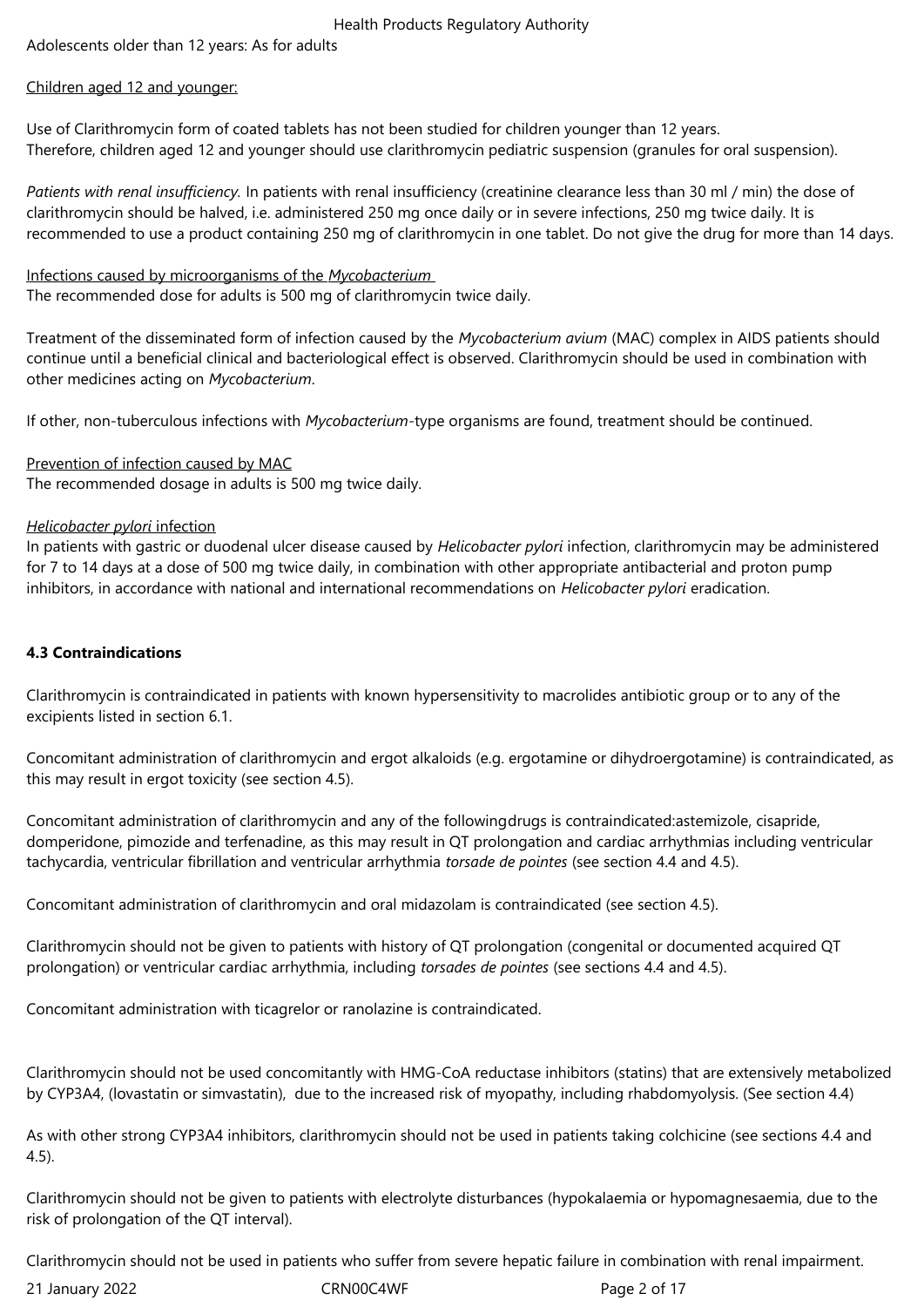Adolescents older than 12 years: As for adults

Children aged 12 and younger:

Use of Clarithromycin form of coated tablets has not been studied for children younger than 12 years.
Therefore, children aged 12 and younger should use clarithromycin pediatric suspension (granules for oral suspension).

*Patients with renal insufficiency.* In patients with renal insufficiency (creatinine clearance less than 30 ml / min) the dose of clarithromycin should be halved, i.e. administered 250 mg once daily or in severe infections, 250 mg twice daily. It is recommended to use a product containing 250 mg of clarithromycin in one tablet. Do not give the drug for more than 14 days.

Infections caused by microorganisms of the *Mycobacterium*
The recommended dose for adults is 500 mg of clarithromycin twice daily.

Treatment of the disseminated form of infection caused by the *Mycobacterium avium* (MAC) complex in AIDS patients should continue until a beneficial clinical and bacteriological effect is observed. Clarithromycin should be used in combination with other medicines acting on *Mycobacterium*.

If other, non-tuberculous infections with *Mycobacterium*-type organisms are found, treatment should be continued.

Prevention of infection caused by MAC
The recommended dosage in adults is 500 mg twice daily.

*Helicobacter pylori* infection
In patients with gastric or duodenal ulcer disease caused by *Helicobacter pylori* infection, clarithromycin may be administered for 7 to 14 days at a dose of 500 mg twice daily, in combination with other appropriate antibacterial and proton pump inhibitors, in accordance with national and international recommendations on *Helicobacter pylori* eradication.

**4.3 Contraindications**

Clarithromycin is contraindicated in patients with known hypersensitivity to macrolides antibiotic group or to any of the excipients listed in section 6.1.

Concomitant administration of clarithromycin and ergot alkaloids (e.g. ergotamine or dihydroergotamine) is contraindicated, as this may result in ergot toxicity (see section 4.5).

Concomitant administration of clarithromycin and any of the followingdrugs is contraindicated:astemizole, cisapride, domperidone, pimozide and terfenadine, as this may result in QT prolongation and cardiac arrhythmias including ventricular tachycardia, ventricular fibrillation and ventricular arrhythmia *torsade de pointes* (see section 4.4 and 4.5).

Concomitant administration of clarithromycin and oral midazolam is contraindicated (see section 4.5).

Clarithromycin should not be given to patients with history of QT prolongation (congenital or documented acquired QT prolongation) or ventricular cardiac arrhythmia, including *torsades de pointes* (see sections 4.4 and 4.5).

Concomitant administration with ticagrelor or ranolazine is contraindicated.

Clarithromycin should not be used concomitantly with HMG-CoA reductase inhibitors (statins) that are extensively metabolized by CYP3A4, (lovastatin or simvastatin), due to the increased risk of myopathy, including rhabdomyolysis. (See section 4.4)

As with other strong CYP3A4 inhibitors, clarithromycin should not be used in patients taking colchicine (see sections 4.4 and 4.5).

Clarithromycin should not be given to patients with electrolyte disturbances (hypokalaemia or hypomagnesaemia, due to the risk of prolongation of the QT interval).

Clarithromycin should not be used in patients who suffer from severe hepatic failure in combination with renal impairment.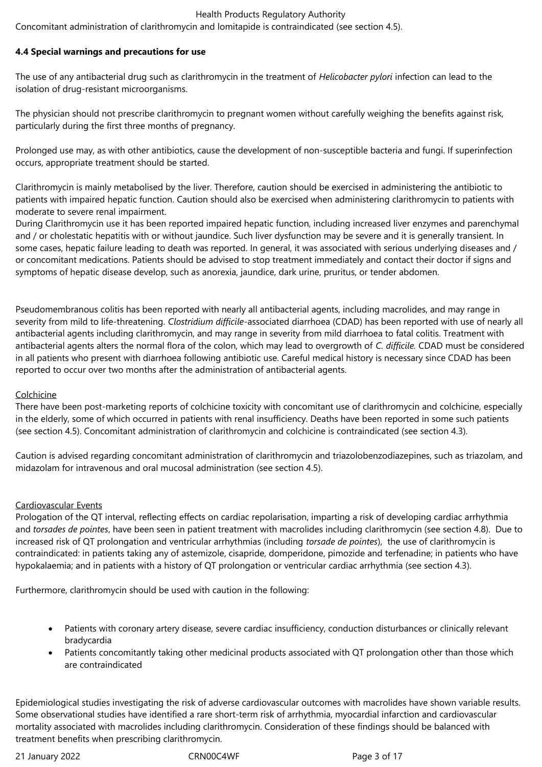Concomitant administration of clarithromycin and lomitapide is contraindicated (see section 4.5).

**4.4 Special warnings and precautions for use**

The use of any antibacterial drug such as clarithromycin in the treatment of *Helicobacter pylori* infection can lead to the isolation of drug-resistant microorganisms.

The physician should not prescribe clarithromycin to pregnant women without carefully weighing the benefits against risk, particularly during the first three months of pregnancy.

Prolonged use may, as with other antibiotics, cause the development of non-susceptible bacteria and fungi. If superinfection occurs, appropriate treatment should be started.

Clarithromycin is mainly metabolised by the liver. Therefore, caution should be exercised in administering the antibiotic to patients with impaired hepatic function. Caution should also be exercised when administering clarithromycin to patients with moderate to severe renal impairment.
During Clarithromycin use it has been reported impaired hepatic function, including increased liver enzymes and parenchymal and / or cholestatic hepatitis with or without jaundice. Such liver dysfunction may be severe and it is generally transient. In some cases, hepatic failure leading to death was reported. In general, it was associated with serious underlying diseases and / or concomitant medications. Patients should be advised to stop treatment immediately and contact their doctor if signs and symptoms of hepatic disease develop, such as anorexia, jaundice, dark urine, pruritus, or tender abdomen.

Pseudomembranous colitis has been reported with nearly all antibacterial agents, including macrolides, and may range in severity from mild to life-threatening. *Clostridium difficile*-associated diarrhoea (CDAD) has been reported with use of nearly all antibacterial agents including clarithromycin, and may range in severity from mild diarrhoea to fatal colitis. Treatment with antibacterial agents alters the normal flora of the colon, which may lead to overgrowth of *C. difficile.* CDAD must be considered in all patients who present with diarrhoea following antibiotic use. Careful medical history is necessary since CDAD has been reported to occur over two months after the administration of antibacterial agents.

Colchicine
There have been post-marketing reports of colchicine toxicity with concomitant use of clarithromycin and colchicine, especially in the elderly, some of which occurred in patients with renal insufficiency. Deaths have been reported in some such patients (see section 4.5). Concomitant administration of clarithromycin and colchicine is contraindicated (see section 4.3).

Caution is advised regarding concomitant administration of clarithromycin and triazolobenzodiazepines, such as triazolam, and midazolam for intravenous and oral mucosal administration (see section 4.5).

Cardiovascular Events
Prologation of the QT interval, reflecting effects on cardiac repolarisation, imparting a risk of developing cardiac arrhythmia and *torsades de pointes*, have been seen in patient treatment with macrolides including clarithromycin (see section 4.8). Due to increased risk of QT prolongation and ventricular arrhythmias (including *torsade de pointes*), the use of clarithromycin is contraindicated: in patients taking any of astemizole, cisapride, domperidone, pimozide and terfenadine; in patients who have hypokalaemia; and in patients with a history of QT prolongation or ventricular cardiac arrhythmia (see section 4.3).

Furthermore, clarithromycin should be used with caution in the following:

- Patients with coronary artery disease, severe cardiac insufficiency, conduction disturbances or clinically relevant bradycardia
- Patients concomitantly taking other medicinal products associated with QT prolongation other than those which are contraindicated

Epidemiological studies investigating the risk of adverse cardiovascular outcomes with macrolides have shown variable results. Some observational studies have identified a rare short-term risk of arrhythmia, myocardial infarction and cardiovascular mortality associated with macrolides including clarithromycin. Consideration of these findings should be balanced with treatment benefits when prescribing clarithromycin.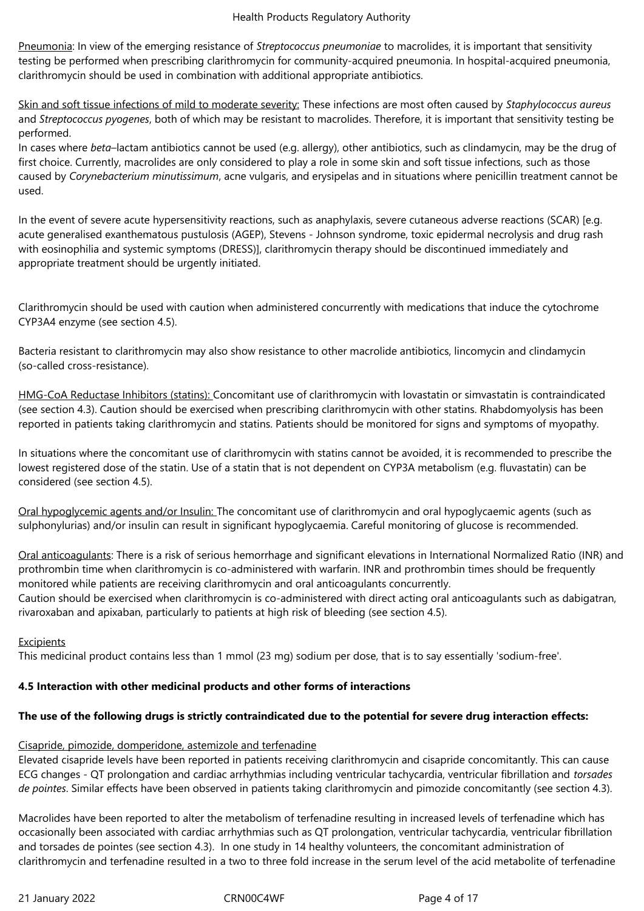Pneumonia: In view of the emerging resistance of *Streptococcus pneumoniae* to macrolides, it is important that sensitivity testing be performed when prescribing clarithromycin for community-acquired pneumonia. In hospital-acquired pneumonia, clarithromycin should be used in combination with additional appropriate antibiotics.

Skin and soft tissue infections of mild to moderate severity: These infections are most often caused by *Staphylococcus aureus* and *Streptococcus pyogenes*, both of which may be resistant to macrolides. Therefore, it is important that sensitivity testing be performed.
In cases where *beta*–lactam antibiotics cannot be used (e.g. allergy), other antibiotics, such as clindamycin, may be the drug of first choice. Currently, macrolides are only considered to play a role in some skin and soft tissue infections, such as those caused by *Corynebacterium minutissimum*, acne vulgaris, and erysipelas and in situations where penicillin treatment cannot be used.

In the event of severe acute hypersensitivity reactions, such as anaphylaxis, severe cutaneous adverse reactions (SCAR) [e.g. acute generalised exanthematous pustulosis (AGEP), Stevens - Johnson syndrome, toxic epidermal necrolysis and drug rash with eosinophilia and systemic symptoms (DRESS)], clarithromycin therapy should be discontinued immediately and appropriate treatment should be urgently initiated.

Clarithromycin should be used with caution when administered concurrently with medications that induce the cytochrome CYP3A4 enzyme (see section 4.5).

Bacteria resistant to clarithromycin may also show resistance to other macrolide antibiotics, lincomycin and clindamycin (so-called cross-resistance).

HMG-CoA Reductase Inhibitors (statins): Concomitant use of clarithromycin with lovastatin or simvastatin is contraindicated (see section 4.3). Caution should be exercised when prescribing clarithromycin with other statins. Rhabdomyolysis has been reported in patients taking clarithromycin and statins. Patients should be monitored for signs and symptoms of myopathy.

In situations where the concomitant use of clarithromycin with statins cannot be avoided, it is recommended to prescribe the lowest registered dose of the statin. Use of a statin that is not dependent on CYP3A metabolism (e.g. fluvastatin) can be considered (see section 4.5).

Oral hypoglycemic agents and/or Insulin: The concomitant use of clarithromycin and oral hypoglycaemic agents (such as sulphonylurias) and/or insulin can result in significant hypoglycaemia. Careful monitoring of glucose is recommended.

Oral anticoagulants: There is a risk of serious hemorrhage and significant elevations in International Normalized Ratio (INR) and prothrombin time when clarithromycin is co-administered with warfarin. INR and prothrombin times should be frequently monitored while patients are receiving clarithromycin and oral anticoagulants concurrently.
Caution should be exercised when clarithromycin is co-administered with direct acting oral anticoagulants such as dabigatran, rivaroxaban and apixaban, particularly to patients at high risk of bleeding (see section 4.5).

Excipients
This medicinal product contains less than 1 mmol (23 mg) sodium per dose, that is to say essentially 'sodium-free'.

**4.5 Interaction with other medicinal products and other forms of interactions**

**The use of the following drugs is strictly contraindicated due to the potential for severe drug interaction effects:**

Cisapride, pimozide, domperidone, astemizole and terfenadine
Elevated cisapride levels have been reported in patients receiving clarithromycin and cisapride concomitantly. This can cause ECG changes - QT prolongation and cardiac arrhythmias including ventricular tachycardia, ventricular fibrillation and *torsades de pointes*. Similar effects have been observed in patients taking clarithromycin and pimozide concomitantly (see section 4.3).

Macrolides have been reported to alter the metabolism of terfenadine resulting in increased levels of terfenadine which has occasionally been associated with cardiac arrhythmias such as QT prolongation, ventricular tachycardia, ventricular fibrillation and torsades de pointes (see section 4.3). In one study in 14 healthy volunteers, the concomitant administration of clarithromycin and terfenadine resulted in a two to three fold increase in the serum level of the acid metabolite of terfenadine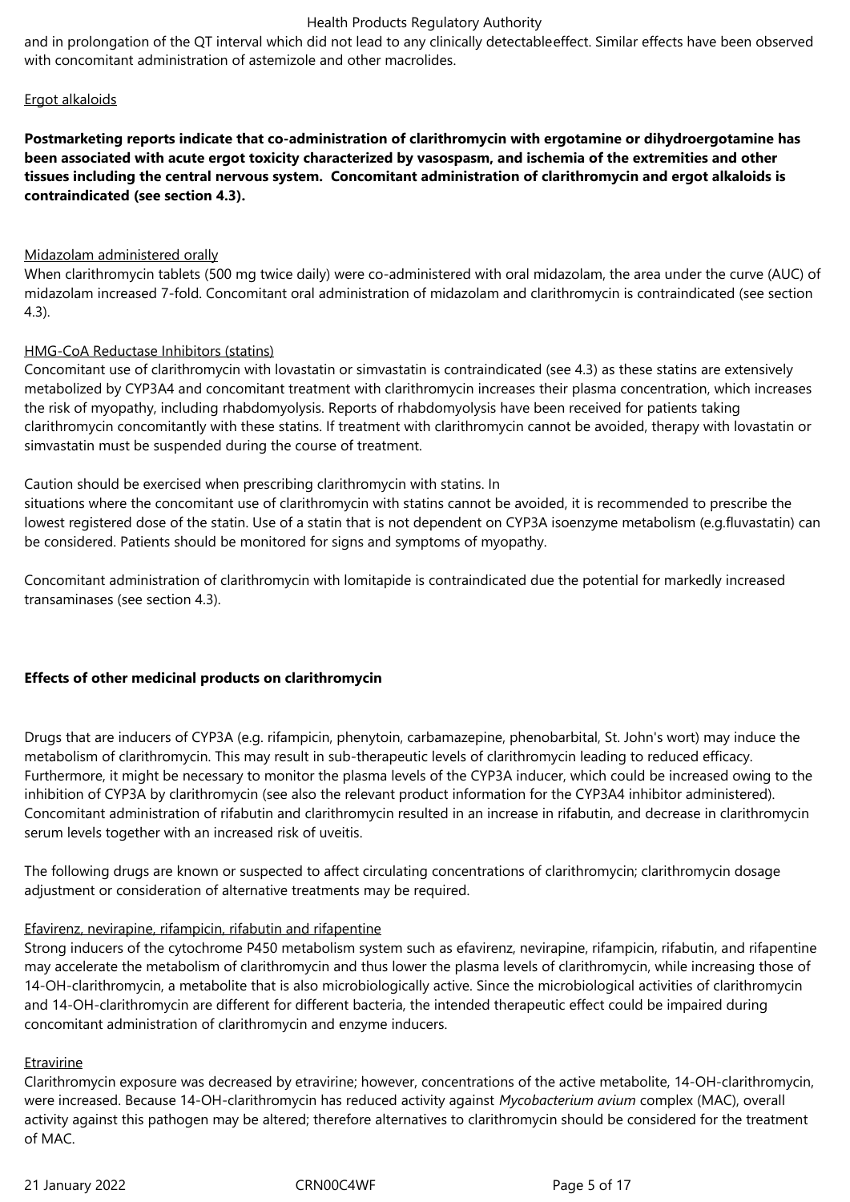and in prolongation of the QT interval which did not lead to any clinically detectableeffect. Similar effects have been observed with concomitant administration of astemizole and other macrolides.

Ergot alkaloids

**Postmarketing reports indicate that co-administration of clarithromycin with ergotamine or dihydroergotamine has been associated with acute ergot toxicity characterized by vasospasm, and ischemia of the extremities and other tissues including the central nervous system. Concomitant administration of clarithromycin and ergot alkaloids is contraindicated (see section 4.3).**

Midazolam administered orally

When clarithromycin tablets (500 mg twice daily) were co-administered with oral midazolam, the area under the curve (AUC) of midazolam increased 7-fold. Concomitant oral administration of midazolam and clarithromycin is contraindicated (see section 4.3).

HMG-CoA Reductase Inhibitors (statins)

Concomitant use of clarithromycin with lovastatin or simvastatin is contraindicated (see 4.3) as these statins are extensively metabolized by CYP3A4 and concomitant treatment with clarithromycin increases their plasma concentration, which increases the risk of myopathy, including rhabdomyolysis. Reports of rhabdomyolysis have been received for patients taking clarithromycin concomitantly with these statins. If treatment with clarithromycin cannot be avoided, therapy with lovastatin or simvastatin must be suspended during the course of treatment.

Caution should be exercised when prescribing clarithromycin with statins. In situations where the concomitant use of clarithromycin with statins cannot be avoided, it is recommended to prescribe the lowest registered dose of the statin. Use of a statin that is not dependent on CYP3A isoenzyme metabolism (e.g.fluvastatin) can be considered. Patients should be monitored for signs and symptoms of myopathy.

Concomitant administration of clarithromycin with lomitapide is contraindicated due the potential for markedly increased transaminases (see section 4.3).

**Effects of other medicinal products on clarithromycin**

Drugs that are inducers of CYP3A (e.g. rifampicin, phenytoin, carbamazepine, phenobarbital, St. John's wort) may induce the metabolism of clarithromycin. This may result in sub-therapeutic levels of clarithromycin leading to reduced efficacy. Furthermore, it might be necessary to monitor the plasma levels of the CYP3A inducer, which could be increased owing to the inhibition of CYP3A by clarithromycin (see also the relevant product information for the CYP3A4 inhibitor administered). Concomitant administration of rifabutin and clarithromycin resulted in an increase in rifabutin, and decrease in clarithromycin serum levels together with an increased risk of uveitis.

The following drugs are known or suspected to affect circulating concentrations of clarithromycin; clarithromycin dosage adjustment or consideration of alternative treatments may be required.

Efavirenz, nevirapine, rifampicin, rifabutin and rifapentine

Strong inducers of the cytochrome P450 metabolism system such as efavirenz, nevirapine, rifampicin, rifabutin, and rifapentine may accelerate the metabolism of clarithromycin and thus lower the plasma levels of clarithromycin, while increasing those of 14-OH-clarithromycin, a metabolite that is also microbiologically active. Since the microbiological activities of clarithromycin and 14-OH-clarithromycin are different for different bacteria, the intended therapeutic effect could be impaired during concomitant administration of clarithromycin and enzyme inducers.

Etravirine

Clarithromycin exposure was decreased by etravirine; however, concentrations of the active metabolite, 14-OH-clarithromycin, were increased. Because 14-OH-clarithromycin has reduced activity against *Mycobacterium avium* complex (MAC), overall activity against this pathogen may be altered; therefore alternatives to clarithromycin should be considered for the treatment of MAC.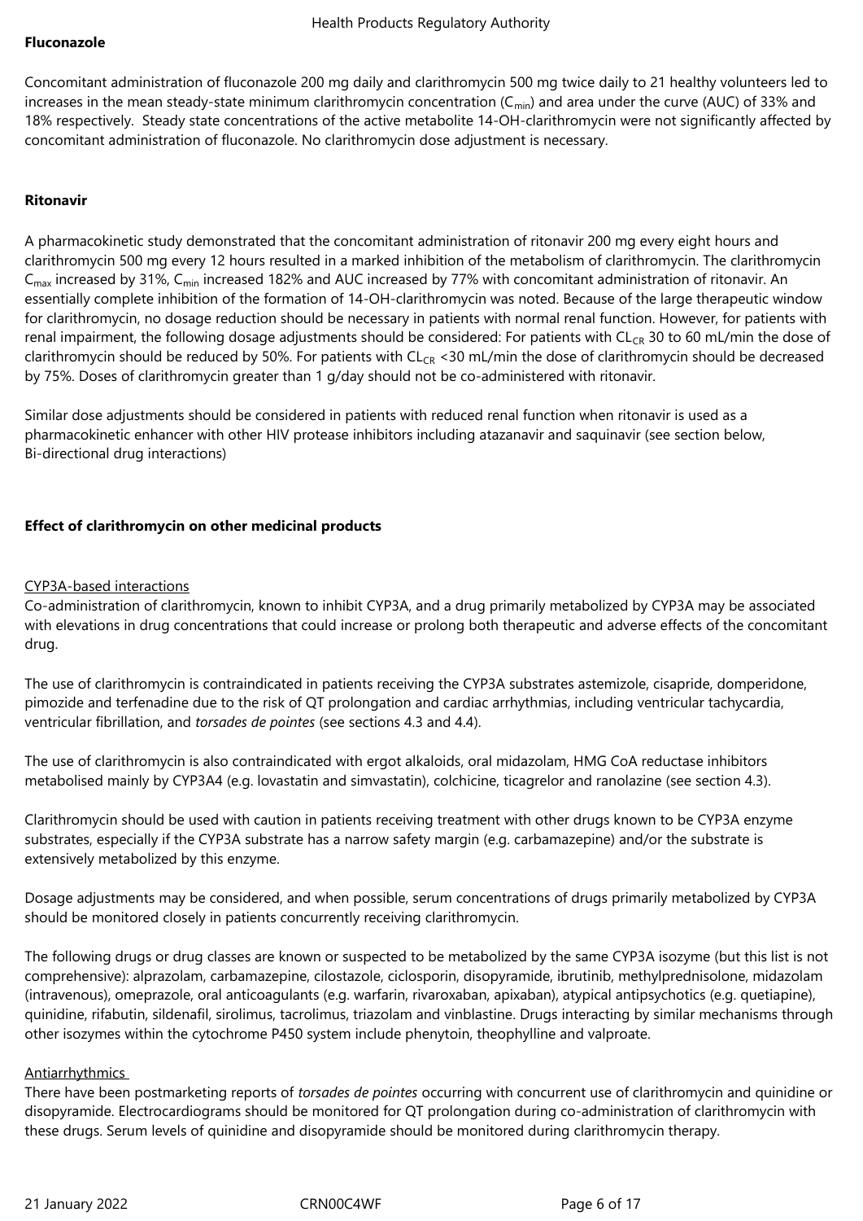**Fluconazole**

Concomitant administration of fluconazole 200 mg daily and clarithromycin 500 mg twice daily to 21 healthy volunteers led to increases in the mean steady-state minimum clarithromycin concentration ($C_{min}$) and area under the curve (AUC) of 33% and 18% respectively. Steady state concentrations of the active metabolite 14-OH-clarithromycin were not significantly affected by concomitant administration of fluconazole. No clarithromycin dose adjustment is necessary.

**Ritonavir**

A pharmacokinetic study demonstrated that the concomitant administration of ritonavir 200 mg every eight hours and clarithromycin 500 mg every 12 hours resulted in a marked inhibition of the metabolism of clarithromycin. The clarithromycin $C_{max}$ increased by 31%, $C_{min}$ increased 182% and AUC increased by 77% with concomitant administration of ritonavir. An essentially complete inhibition of the formation of 14-OH-clarithromycin was noted. Because of the large therapeutic window for clarithromycin, no dosage reduction should be necessary in patients with normal renal function. However, for patients with renal impairment, the following dosage adjustments should be considered: For patients with $CL_{CR}$ 30 to 60 mL/min the dose of clarithromycin should be reduced by 50%. For patients with $CL_{CR}$ <30 mL/min the dose of clarithromycin should be decreased by 75%. Doses of clarithromycin greater than 1 g/day should not be co-administered with ritonavir.

Similar dose adjustments should be considered in patients with reduced renal function when ritonavir is used as a pharmacokinetic enhancer with other HIV protease inhibitors including atazanavir and saquinavir (see section below, Bi-directional drug interactions)

**Effect of clarithromycin on other medicinal products**

CYP3A-based interactions

Co-administration of clarithromycin, known to inhibit CYP3A, and a drug primarily metabolized by CYP3A may be associated with elevations in drug concentrations that could increase or prolong both therapeutic and adverse effects of the concomitant drug.

The use of clarithromycin is contraindicated in patients receiving the CYP3A substrates astemizole, cisapride, domperidone, pimozide and terfenadine due to the risk of QT prolongation and cardiac arrhythmias, including ventricular tachycardia, ventricular fibrillation, and *torsades de pointes* (see sections 4.3 and 4.4).

The use of clarithromycin is also contraindicated with ergot alkaloids, oral midazolam, HMG CoA reductase inhibitors metabolised mainly by CYP3A4 (e.g. lovastatin and simvastatin), colchicine, ticagrelor and ranolazine (see section 4.3).

Clarithromycin should be used with caution in patients receiving treatment with other drugs known to be CYP3A enzyme substrates, especially if the CYP3A substrate has a narrow safety margin (e.g. carbamazepine) and/or the substrate is extensively metabolized by this enzyme.

Dosage adjustments may be considered, and when possible, serum concentrations of drugs primarily metabolized by CYP3A should be monitored closely in patients concurrently receiving clarithromycin.

The following drugs or drug classes are known or suspected to be metabolized by the same CYP3A isozyme (but this list is not comprehensive): alprazolam, carbamazepine, cilostazole, ciclosporin, disopyramide, ibrutinib, methylprednisolone, midazolam (intravenous), omeprazole, oral anticoagulants (e.g. warfarin, rivaroxaban, apixaban), atypical antipsychotics (e.g. quetiapine), quinidine, rifabutin, sildenafil, sirolimus, tacrolimus, triazolam and vinblastine. Drugs interacting by similar mechanisms through other isozymes within the cytochrome P450 system include phenytoin, theophylline and valproate.

Antiarrhythmics

There have been postmarketing reports of *torsades de pointes* occurring with concurrent use of clarithromycin and quinidine or disopyramide. Electrocardiograms should be monitored for QT prolongation during co-administration of clarithromycin with these drugs. Serum levels of quinidine and disopyramide should be monitored during clarithromycin therapy.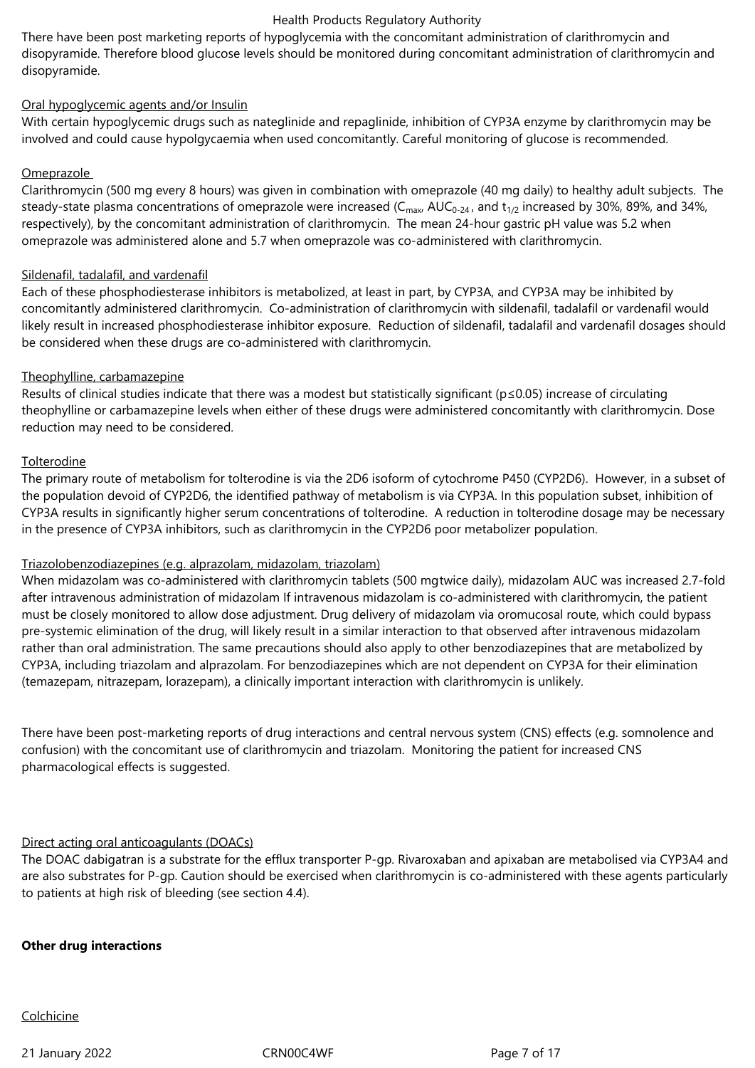There have been post marketing reports of hypoglycemia with the concomitant administration of clarithromycin and disopyramide. Therefore blood glucose levels should be monitored during concomitant administration of clarithromycin and disopyramide.

Oral hypoglycemic agents and/or Insulin

With certain hypoglycemic drugs such as nateglinide and repaglinide, inhibition of CYP3A enzyme by clarithromycin may be involved and could cause hypolgycaemia when used concomitantly. Careful monitoring of glucose is recommended.

Omeprazole

Clarithromycin (500 mg every 8 hours) was given in combination with omeprazole (40 mg daily) to healthy adult subjects. The steady-state plasma concentrations of omeprazole were increased ($C_{max}$, $AUC_{0-24}$, and $t_{1/2}$ increased by 30%, 89%, and 34%, respectively), by the concomitant administration of clarithromycin. The mean 24-hour gastric pH value was 5.2 when omeprazole was administered alone and 5.7 when omeprazole was co-administered with clarithromycin.

Sildenafil, tadalafil, and vardenafil

Each of these phosphodiesterase inhibitors is metabolized, at least in part, by CYP3A, and CYP3A may be inhibited by concomitantly administered clarithromycin. Co-administration of clarithromycin with sildenafil, tadalafil or vardenafil would likely result in increased phosphodiesterase inhibitor exposure. Reduction of sildenafil, tadalafil and vardenafil dosages should be considered when these drugs are co-administered with clarithromycin.

Theophylline, carbamazepine

Results of clinical studies indicate that there was a modest but statistically significant ($p \leq 0.05$) increase of circulating theophylline or carbamazepine levels when either of these drugs were administered concomitantly with clarithromycin. Dose reduction may need to be considered.

Tolterodine

The primary route of metabolism for tolterodine is via the 2D6 isoform of cytochrome P450 (CYP2D6). However, in a subset of the population devoid of CYP2D6, the identified pathway of metabolism is via CYP3A. In this population subset, inhibition of CYP3A results in significantly higher serum concentrations of tolterodine. A reduction in tolterodine dosage may be necessary in the presence of CYP3A inhibitors, such as clarithromycin in the CYP2D6 poor metabolizer population.

Triazolobenzodiazepines (e.g. alprazolam, midazolam, triazolam)

When midazolam was co-administered with clarithromycin tablets (500 mgtwice daily), midazolam AUC was increased 2.7-fold after intravenous administration of midazolam If intravenous midazolam is co-administered with clarithromycin, the patient must be closely monitored to allow dose adjustment. Drug delivery of midazolam via oromucosal route, which could bypass pre-systemic elimination of the drug, will likely result in a similar interaction to that observed after intravenous midazolam rather than oral administration. The same precautions should also apply to other benzodiazepines that are metabolized by CYP3A, including triazolam and alprazolam. For benzodiazepines which are not dependent on CYP3A for their elimination (temazepam, nitrazepam, lorazepam), a clinically important interaction with clarithromycin is unlikely.

There have been post-marketing reports of drug interactions and central nervous system (CNS) effects (e.g. somnolence and confusion) with the concomitant use of clarithromycin and triazolam. Monitoring the patient for increased CNS pharmacological effects is suggested.

Direct acting oral anticoagulants (DOACs)

The DOAC dabigatran is a substrate for the efflux transporter P-gp. Rivaroxaban and apixaban are metabolised via CYP3A4 and are also substrates for P-gp. Caution should be exercised when clarithromycin is co-administered with these agents particularly to patients at high risk of bleeding (see section 4.4).

**Other drug interactions**

Colchicine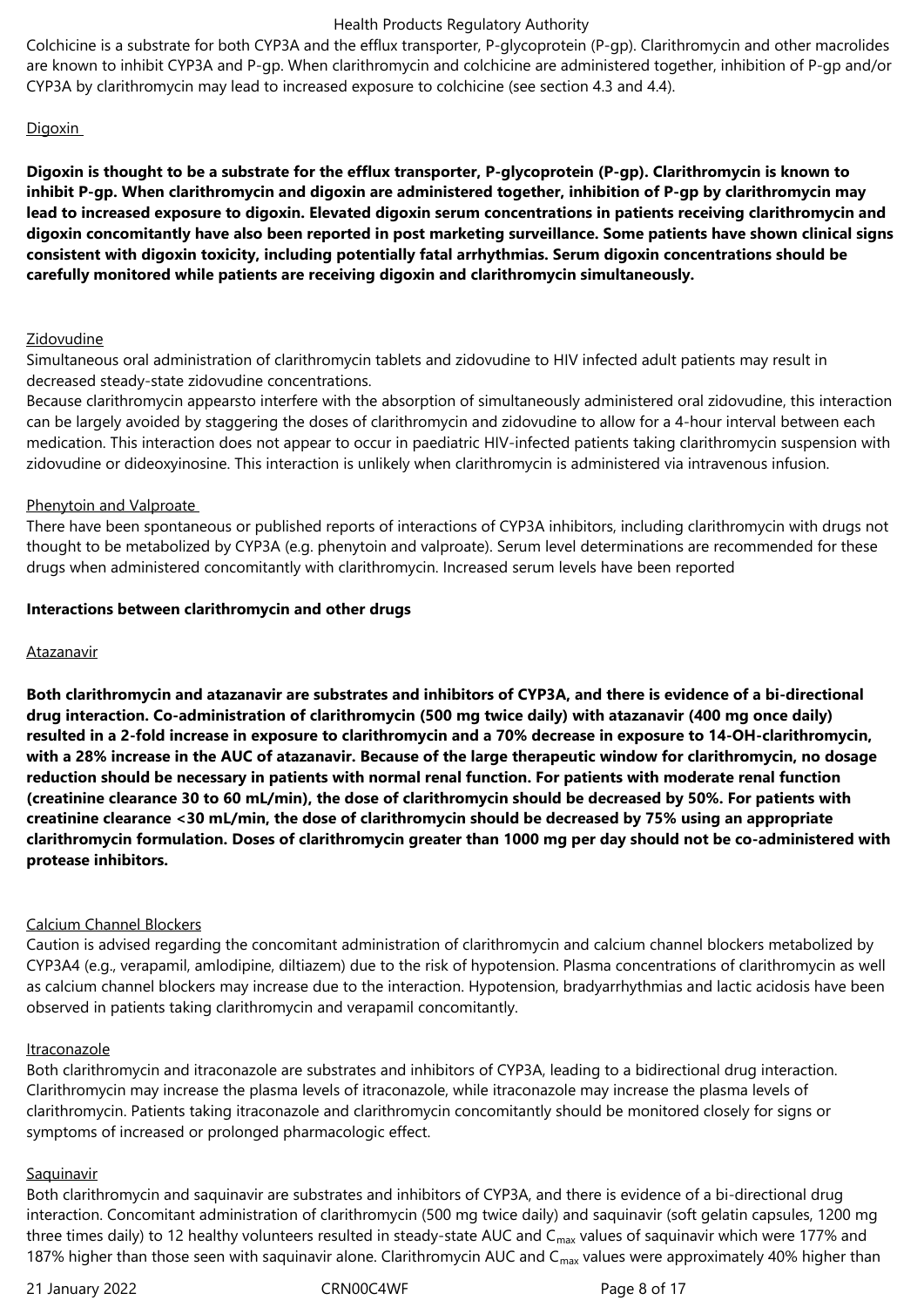Colchicine is a substrate for both CYP3A and the efflux transporter, P-glycoprotein (P-gp). Clarithromycin and other macrolides are known to inhibit CYP3A and P-gp. When clarithromycin and colchicine are administered together, inhibition of P-gp and/or CYP3A by clarithromycin may lead to increased exposure to colchicine (see section 4.3 and 4.4).

Digoxin

**Digoxin is thought to be a substrate for the efflux transporter, P-glycoprotein (P-gp). Clarithromycin is known to inhibit P-gp. When clarithromycin and digoxin are administered together, inhibition of P-gp by clarithromycin may lead to increased exposure to digoxin. Elevated digoxin serum concentrations in patients receiving clarithromycin and digoxin concomitantly have also been reported in post marketing surveillance. Some patients have shown clinical signs consistent with digoxin toxicity, including potentially fatal arrhythmias. Serum digoxin concentrations should be carefully monitored while patients are receiving digoxin and clarithromycin simultaneously.**

Zidovudine

Simultaneous oral administration of clarithromycin tablets and zidovudine to HIV infected adult patients may result in decreased steady-state zidovudine concentrations.

Because clarithromycin appearsto interfere with the absorption of simultaneously administered oral zidovudine, this interaction can be largely avoided by staggering the doses of clarithromycin and zidovudine to allow for a 4-hour interval between each medication. This interaction does not appear to occur in paediatric HIV-infected patients taking clarithromycin suspension with zidovudine or dideoxyinosine. This interaction is unlikely when clarithromycin is administered via intravenous infusion.

Phenytoin and Valproate

There have been spontaneous or published reports of interactions of CYP3A inhibitors, including clarithromycin with drugs not thought to be metabolized by CYP3A (e.g. phenytoin and valproate). Serum level determinations are recommended for these drugs when administered concomitantly with clarithromycin. Increased serum levels have been reported

**Interactions between clarithromycin and other drugs**

Atazanavir

**Both clarithromycin and atazanavir are substrates and inhibitors of CYP3A, and there is evidence of a bi-directional drug interaction. Co-administration of clarithromycin (500 mg twice daily) with atazanavir (400 mg once daily) resulted in a 2-fold increase in exposure to clarithromycin and a 70% decrease in exposure to 14-OH-clarithromycin, with a 28% increase in the AUC of atazanavir. Because of the large therapeutic window for clarithromycin, no dosage reduction should be necessary in patients with normal renal function. For patients with moderate renal function (creatinine clearance 30 to 60 mL/min), the dose of clarithromycin should be decreased by 50%. For patients with creatinine clearance <30 mL/min, the dose of clarithromycin should be decreased by 75% using an appropriate clarithromycin formulation. Doses of clarithromycin greater than 1000 mg per day should not be co-administered with protease inhibitors.**

Calcium Channel Blockers

Caution is advised regarding the concomitant administration of clarithromycin and calcium channel blockers metabolized by CYP3A4 (e.g., verapamil, amlodipine, diltiazem) due to the risk of hypotension. Plasma concentrations of clarithromycin as well as calcium channel blockers may increase due to the interaction. Hypotension, bradyarrhythmias and lactic acidosis have been observed in patients taking clarithromycin and verapamil concomitantly.

Itraconazole

Both clarithromycin and itraconazole are substrates and inhibitors of CYP3A, leading to a bidirectional drug interaction. Clarithromycin may increase the plasma levels of itraconazole, while itraconazole may increase the plasma levels of clarithromycin. Patients taking itraconazole and clarithromycin concomitantly should be monitored closely for signs or symptoms of increased or prolonged pharmacologic effect.

Saquinavir

Both clarithromycin and saquinavir are substrates and inhibitors of CYP3A, and there is evidence of a bi-directional drug interaction. Concomitant administration of clarithromycin (500 mg twice daily) and saquinavir (soft gelatin capsules, 1200 mg three times daily) to 12 healthy volunteers resulted in steady-state AUC and $C_{max}$ values of saquinavir which were 177% and 187% higher than those seen with saquinavir alone. Clarithromycin AUC and $C_{max}$ values were approximately 40% higher than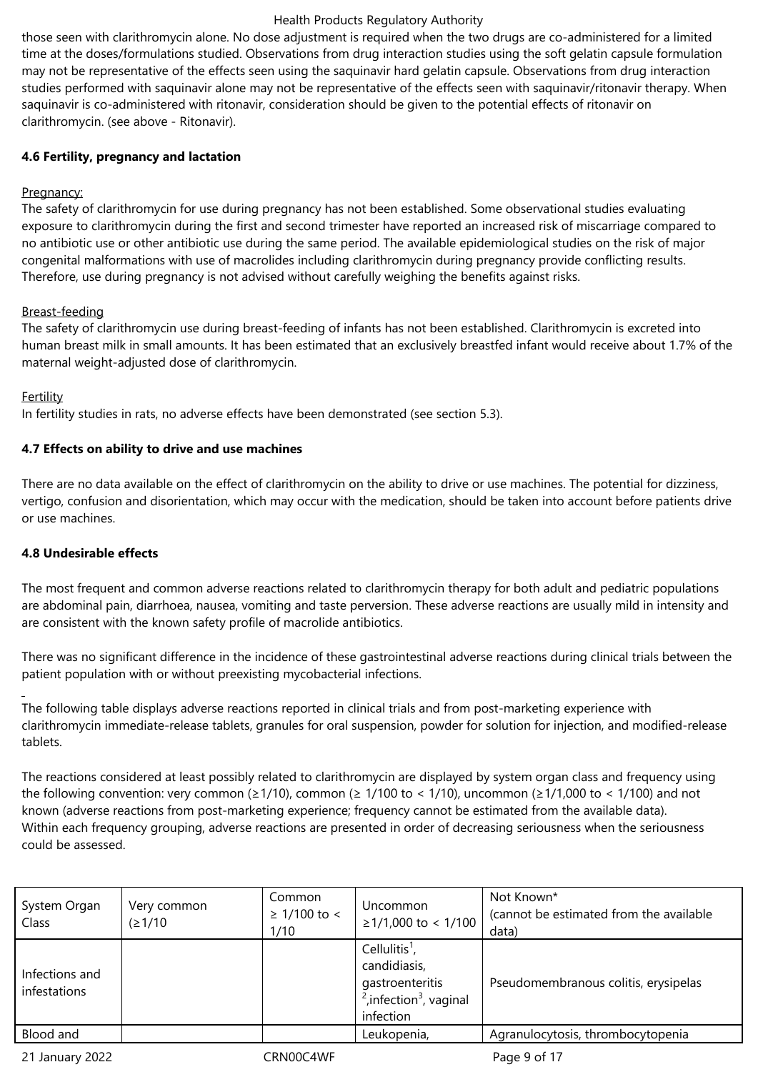those seen with clarithromycin alone. No dose adjustment is required when the two drugs are co-administered for a limited time at the doses/formulations studied. Observations from drug interaction studies using the soft gelatin capsule formulation may not be representative of the effects seen using the saquinavir hard gelatin capsule. Observations from drug interaction studies performed with saquinavir alone may not be representative of the effects seen with saquinavir/ritonavir therapy. When saquinavir is co-administered with ritonavir, consideration should be given to the potential effects of ritonavir on clarithromycin. (see above - Ritonavir).

**4.6 Fertility, pregnancy and lactation**

Pregnancy:

The safety of clarithromycin for use during pregnancy has not been established. Some observational studies evaluating exposure to clarithromycin during the first and second trimester have reported an increased risk of miscarriage compared to no antibiotic use or other antibiotic use during the same period. The available epidemiological studies on the risk of major congenital malformations with use of macrolides including clarithromycin during pregnancy provide conflicting results. Therefore, use during pregnancy is not advised without carefully weighing the benefits against risks.

Breast-feeding

The safety of clarithromycin use during breast-feeding of infants has not been established. Clarithromycin is excreted into human breast milk in small amounts. It has been estimated that an exclusively breastfed infant would receive about 1.7% of the maternal weight-adjusted dose of clarithromycin.

Fertility

In fertility studies in rats, no adverse effects have been demonstrated (see section 5.3).

**4.7 Effects on ability to drive and use machines**

There are no data available on the effect of clarithromycin on the ability to drive or use machines. The potential for dizziness, vertigo, confusion and disorientation, which may occur with the medication, should be taken into account before patients drive or use machines.

**4.8 Undesirable effects**

The most frequent and common adverse reactions related to clarithromycin therapy for both adult and pediatric populations are abdominal pain, diarrhoea, nausea, vomiting and taste perversion. These adverse reactions are usually mild in intensity and are consistent with the known safety profile of macrolide antibiotics.

There was no significant difference in the incidence of these gastrointestinal adverse reactions during clinical trials between the patient population with or without preexisting mycobacterial infections.

The following table displays adverse reactions reported in clinical trials and from post-marketing experience with clarithromycin immediate-release tablets, granules for oral suspension, powder for solution for injection, and modified-release tablets.

The reactions considered at least possibly related to clarithromycin are displayed by system organ class and frequency using the following convention: very common (≥1/10), common (≥ 1/100 to < 1/10), uncommon (≥1/1,000 to < 1/100) and not known (adverse reactions from post-marketing experience; frequency cannot be estimated from the available data).
Within each frequency grouping, adverse reactions are presented in order of decreasing seriousness when the seriousness could be assessed.

| System Organ Class | Very common (≥1/10 | Common ≥ 1/100 to < 1/10 | Uncommon ≥1/1,000 to < 1/100 | Not Known* (cannot be estimated from the available data) |
|---|---|---|---|---|
| Infections and infestations | | | Cellulitis[1], candidiasis, gastroenteritis [2], infection[3], vaginal infection | Pseudomembranous colitis, erysipelas |
| Blood and | | | Leukopenia, | Agranulocytosis, thrombocytopenia |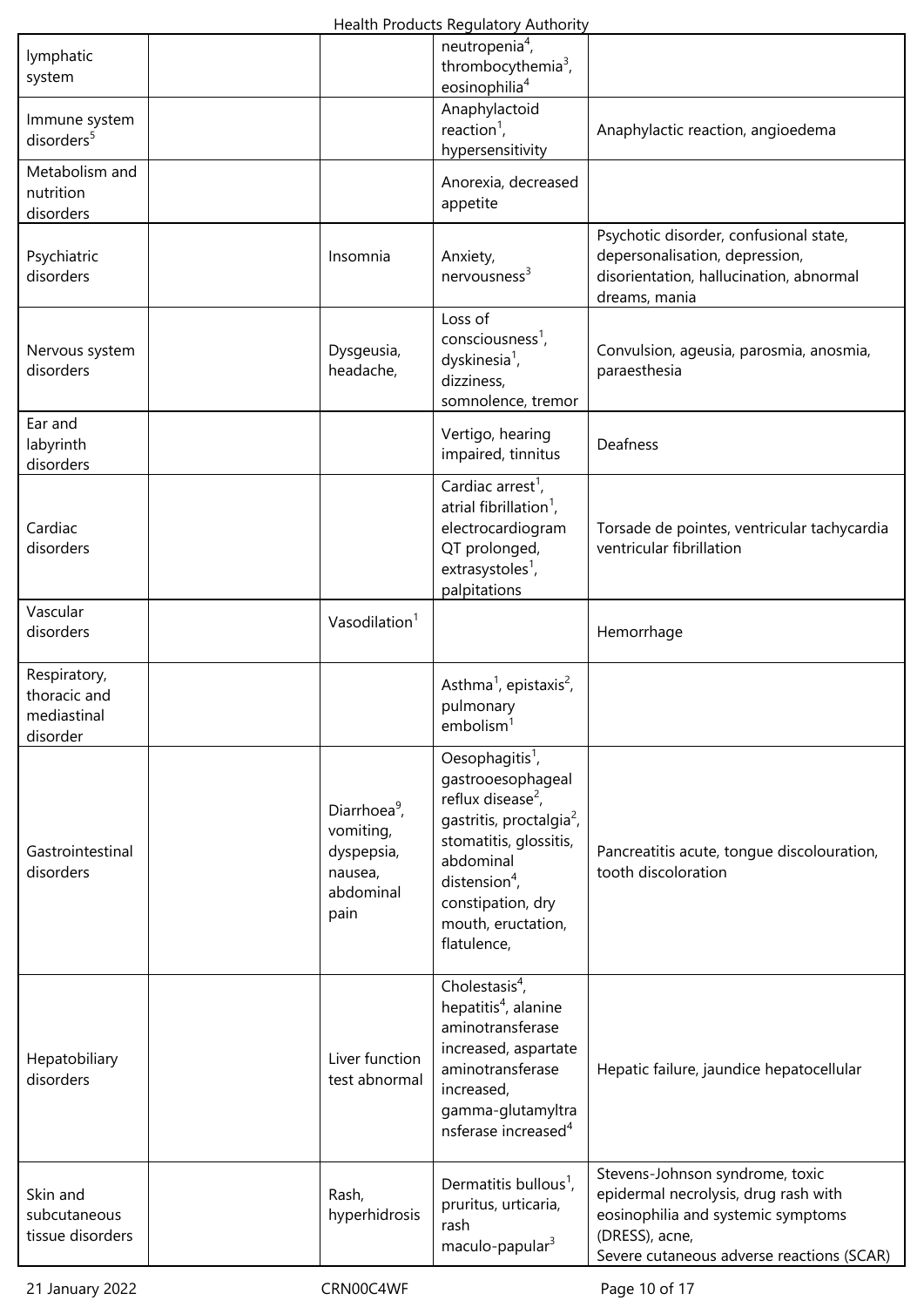| lymphatic system | | | neutropenia[4], thrombocythemia[3], eosinophilia[4] | |
|---|---|---|---|---|
| Immune system disorders[5] | | | Anaphylactoid reaction[1], hypersensitivity | Anaphylactic reaction, angioedema |
| Metabolism and nutrition disorders | | | Anorexia, decreased appetite | |
| Psychiatric disorders | | Insomnia | Anxiety, nervousness[3] | Psychotic disorder, confusional state, depersonalisation, depression, disorientation, hallucination, abnormal dreams, mania |
| Nervous system disorders | | Dysgeusia, headache, | Loss of consciousness[1], dyskinesia[1], dizziness, somnolence, tremor | Convulsion, ageusia, parosmia, anosmia, paraesthesia |
| Ear and labyrinth disorders | | | Vertigo, hearing impaired, tinnitus | Deafness |
| Cardiac disorders | | | Cardiac arrest[1], atrial fibrillation[1], electrocardiogram QT prolonged, extrasystoles[1], palpitations | Torsade de pointes, ventricular tachycardia ventricular fibrillation |
| Vascular disorders | | Vasodilation[1] | | Hemorrhage |
| Respiratory, thoracic and mediastinal disorder | | | Asthma[1], epistaxis[2], pulmonary embolism[1] | |
| Gastrointestinal disorders | | Diarrhoea[9], vomiting, dyspepsia, nausea, abdominal pain | Oesophagitis[1], gastrooesophageal reflux disease[2], gastritis, proctalgia[2], stomatitis, glossitis, abdominal distension[4], constipation, dry mouth, eructation, flatulence, | Pancreatitis acute, tongue discolouration, tooth discoloration |
| Hepatobiliary disorders | | Liver function test abnormal | Cholestasis[4], hepatitis[4], alanine aminotransferase increased, aspartate aminotransferase increased, gamma-glutamyltransferase increased[4] | Hepatic failure, jaundice hepatocellular |
| Skin and subcutaneous tissue disorders | | Rash, hyperhidrosis | Dermatitis bullous[1], pruritus, urticaria, rash maculo-papular[3] | Stevens-Johnson syndrome, toxic epidermal necrolysis, drug rash with eosinophilia and systemic symptoms (DRESS), acne, Severe cutaneous adverse reactions (SCAR) |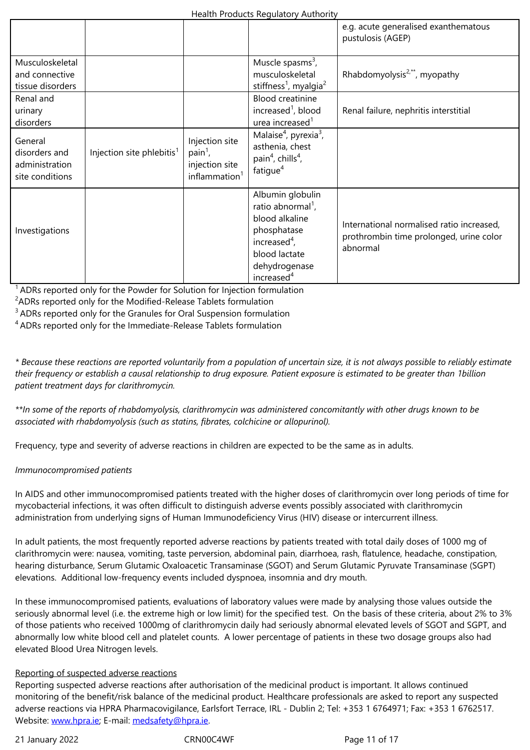| | | | | |
|---|---|---|---|---|
| | | | | e.g. acute generalised exanthematous pustulosis (AGEP) |
| Musculoskeletal and connective tissue disorders | | | Muscle spasms[3], musculoskeletal stiffness[1], myalgia[2] | Rhabdomyolysis[2,**], myopathy |
| Renal and urinary disorders | | | Blood creatinine increased[1], blood urea increased[1] | Renal failure, nephritis interstitial |
| General disorders and administration site conditions | Injection site phlebitis[1] | Injection site pain[1], injection site inflammation[1] | Malaise[4], pyrexia[3], asthenia, chest pain[4], chills[4], fatigue[4] | |
| Investigations | | | Albumin globulin ratio abnormal[1], blood alkaline phosphatase increased[4], blood lactate dehydrogenase increased[4] | International normalised ratio increased, prothrombin time prolonged, urine color abnormal |

[1] ADRs reported only for the Powder for Solution for Injection formulation
[2] ADRs reported only for the Modified-Release Tablets formulation
[3] ADRs reported only for the Granules for Oral Suspension formulation
[4] ADRs reported only for the Immediate-Release Tablets formulation

*\* Because these reactions are reported voluntarily from a population of uncertain size, it is not always possible to reliably estimate their frequency or establish a causal relationship to drug exposure. Patient exposure is estimated to be greater than 1billion patient treatment days for clarithromycin.*

*\*\*In some of the reports of rhabdomyolysis, clarithromycin was administered concomitantly with other drugs known to be associated with rhabdomyolysis (such as statins, fibrates, colchicine or allopurinol).*

Frequency, type and severity of adverse reactions in children are expected to be the same as in adults.

*Immunocompromised patients*

In AIDS and other immunocompromised patients treated with the higher doses of clarithromycin over long periods of time for mycobacterial infections, it was often difficult to distinguish adverse events possibly associated with clarithromycin administration from underlying signs of Human Immunodeficiency Virus (HIV) disease or intercurrent illness.

In adult patients, the most frequently reported adverse reactions by patients treated with total daily doses of 1000 mg of clarithromycin were: nausea, vomiting, taste perversion, abdominal pain, diarrhoea, rash, flatulence, headache, constipation, hearing disturbance, Serum Glutamic Oxaloacetic Transaminase (SGOT) and Serum Glutamic Pyruvate Transaminase (SGPT) elevations. Additional low-frequency events included dyspnoea, insomnia and dry mouth.

In these immunocompromised patients, evaluations of laboratory values were made by analysing those values outside the seriously abnormal level (i.e. the extreme high or low limit) for the specified test. On the basis of these criteria, about 2% to 3% of those patients who received 1000mg of clarithromycin daily had seriously abnormal elevated levels of SGOT and SGPT, and abnormally low white blood cell and platelet counts. A lower percentage of patients in these two dosage groups also had elevated Blood Urea Nitrogen levels.

Reporting of suspected adverse reactions
Reporting suspected adverse reactions after authorisation of the medicinal product is important. It allows continued monitoring of the benefit/risk balance of the medicinal product. Healthcare professionals are asked to report any suspected adverse reactions via HPRA Pharmacovigilance, Earlsfort Terrace, IRL - Dublin 2; Tel: +353 1 6764971; Fax: +353 1 6762517. Website: www.hpra.ie; E-mail: medsafety@hpra.ie.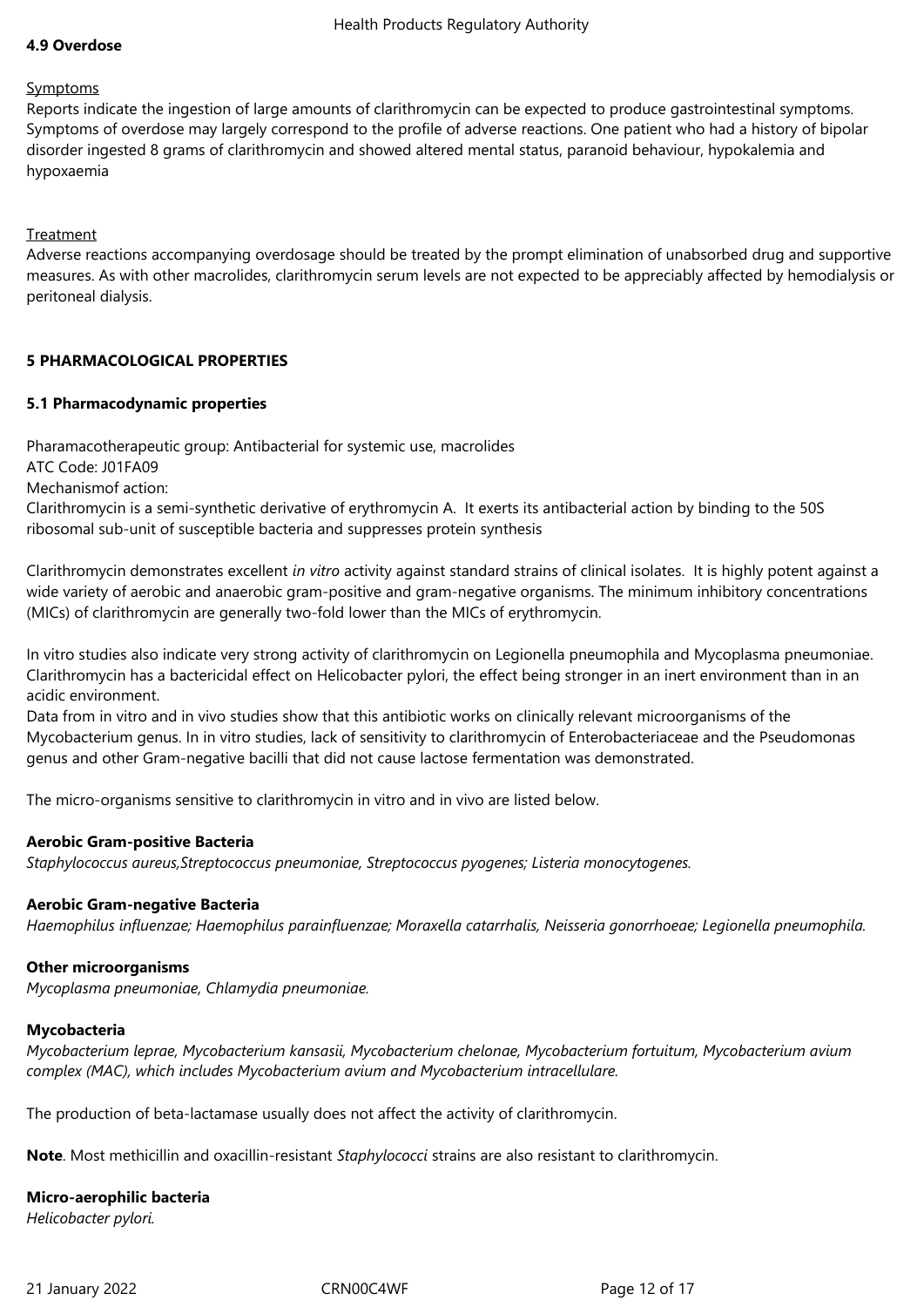**4.9 Overdose**

Symptoms

Reports indicate the ingestion of large amounts of clarithromycin can be expected to produce gastrointestinal symptoms. Symptoms of overdose may largely correspond to the profile of adverse reactions. One patient who had a history of bipolar disorder ingested 8 grams of clarithromycin and showed altered mental status, paranoid behaviour, hypokalemia and hypoxaemia

Treatment

Adverse reactions accompanying overdosage should be treated by the prompt elimination of unabsorbed drug and supportive measures. As with other macrolides, clarithromycin serum levels are not expected to be appreciably affected by hemodialysis or peritoneal dialysis.

## 5 PHARMACOLOGICAL PROPERTIES

### 5.1 Pharmacodynamic properties

Pharamacotherapeutic group: Antibacterial for systemic use, macrolides
ATC Code: J01FA09
Mechanismof action:
Clarithromycin is a semi-synthetic derivative of erythromycin A. It exerts its antibacterial action by binding to the 50S ribosomal sub-unit of susceptible bacteria and suppresses protein synthesis

Clarithromycin demonstrates excellent *in vitro* activity against standard strains of clinical isolates. It is highly potent against a wide variety of aerobic and anaerobic gram-positive and gram-negative organisms. The minimum inhibitory concentrations (MICs) of clarithromycin are generally two-fold lower than the MICs of erythromycin.

In vitro studies also indicate very strong activity of clarithromycin on Legionella pneumophila and Mycoplasma pneumoniae. Clarithromycin has a bactericidal effect on Helicobacter pylori, the effect being stronger in an inert environment than in an acidic environment.
Data from in vitro and in vivo studies show that this antibiotic works on clinically relevant microorganisms of the Mycobacterium genus. In in vitro studies, lack of sensitivity to clarithromycin of Enterobacteriaceae and the Pseudomonas genus and other Gram-negative bacilli that did not cause lactose fermentation was demonstrated.

The micro-organisms sensitive to clarithromycin in vitro and in vivo are listed below.

**Aerobic Gram-positive Bacteria**
*Staphylococcus aureus,Streptococcus pneumoniae, Streptococcus pyogenes; Listeria monocytogenes.*

**Aerobic Gram-negative Bacteria**
*Haemophilus influenzae; Haemophilus parainfluenzae; Moraxella catarrhalis, Neisseria gonorrhoeae; Legionella pneumophila.*

**Other microorganisms**
*Mycoplasma pneumoniae, Chlamydia pneumoniae.*

**Mycobacteria**
*Mycobacterium leprae, Mycobacterium kansasii, Mycobacterium chelonae, Mycobacterium fortuitum, Mycobacterium avium complex (MAC), which includes Mycobacterium avium and Mycobacterium intracellulare.*

The production of beta-lactamase usually does not affect the activity of clarithromycin.

**Note**. Most methicillin and oxacillin-resistant *Staphylococci* strains are also resistant to clarithromycin.

**Micro-aerophilic bacteria**
*Helicobacter pylori.*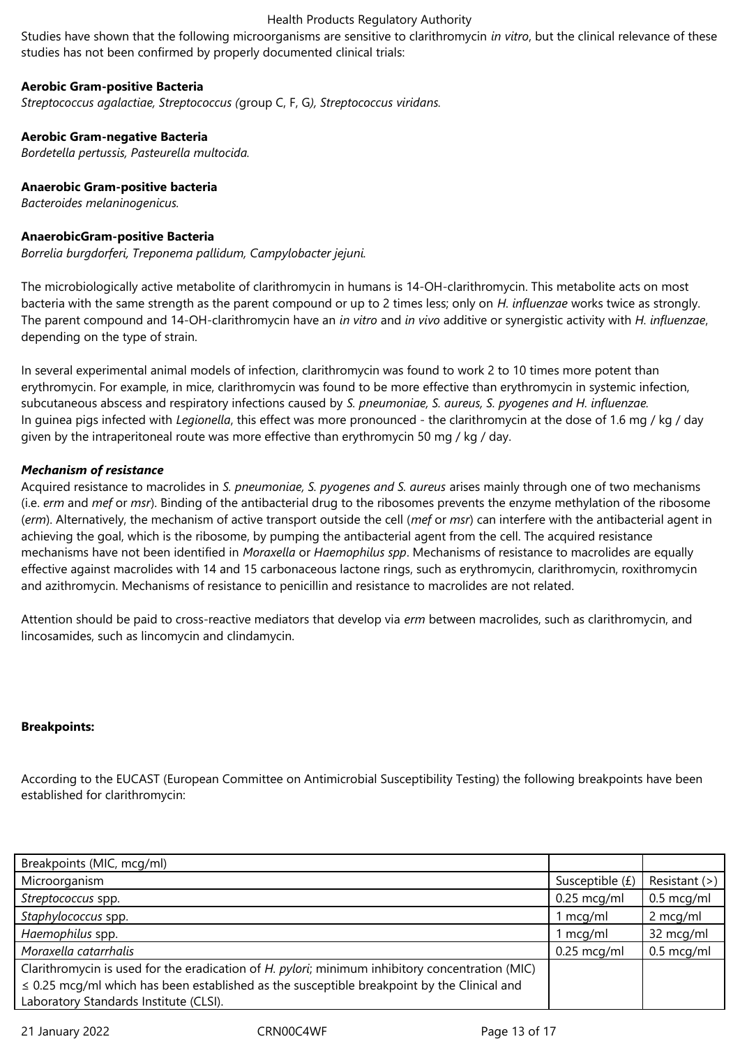Studies have shown that the following microorganisms are sensitive to clarithromycin *in vitro*, but the clinical relevance of these studies has not been confirmed by properly documented clinical trials:

**Aerobic Gram-positive Bacteria**
*Streptococcus agalactiae, Streptococcus (*group C, F, G*), Streptococcus viridans.*

**Aerobic Gram-negative Bacteria**
*Bordetella pertussis, Pasteurella multocida.*

**Anaerobic Gram-positive bacteria**
*Bacteroides melaninogenicus.*

**AnaerobicGram-positive Bacteria**
*Borrelia burgdorferi, Treponema pallidum, Campylobacter jejuni.*

The microbiologically active metabolite of clarithromycin in humans is 14-OH-clarithromycin. This metabolite acts on most bacteria with the same strength as the parent compound or up to 2 times less; only on *H. influenzae* works twice as strongly. The parent compound and 14-OH-clarithromycin have an *in vitro* and *in vivo* additive or synergistic activity with *H. influenzae*, depending on the type of strain.

In several experimental animal models of infection, clarithromycin was found to work 2 to 10 times more potent than erythromycin. For example, in mice, clarithromycin was found to be more effective than erythromycin in systemic infection, subcutaneous abscess and respiratory infections caused by *S. pneumoniae, S. aureus, S. pyogenes and H. influenzae.*
In guinea pigs infected with *Legionella*, this effect was more pronounced - the clarithromycin at the dose of 1.6 mg / kg / day given by the intraperitoneal route was more effective than erythromycin 50 mg / kg / day.

***Mechanism of resistance***
Acquired resistance to macrolides in *S. pneumoniae, S. pyogenes and S. aureus* arises mainly through one of two mechanisms (i.e. *erm* and *mef* or *msr*). Binding of the antibacterial drug to the ribosomes prevents the enzyme methylation of the ribosome (*erm*). Alternatively, the mechanism of active transport outside the cell (*mef* or *msr*) can interfere with the antibacterial agent in achieving the goal, which is the ribosome, by pumping the antibacterial agent from the cell. The acquired resistance mechanisms have not been identified in *Moraxella* or *Haemophilus spp*. Mechanisms of resistance to macrolides are equally effective against macrolides with 14 and 15 carbonaceous lactone rings, such as erythromycin, clarithromycin, roxithromycin and azithromycin. Mechanisms of resistance to penicillin and resistance to macrolides are not related.

Attention should be paid to cross-reactive mediators that develop via *erm* between macrolides, such as clarithromycin, and lincosamides, such as lincomycin and clindamycin.

**Breakpoints:**

According to the EUCAST (European Committee on Antimicrobial Susceptibility Testing) the following breakpoints have been established for clarithromycin:

| Breakpoints (MIC, mcg/ml) | | |
|---|---|---|
| Microorganism | Susceptible (£) | Resistant (>) |
| *Streptococcus* spp. | 0.25 mcg/ml | 0.5 mcg/ml |
| *Staphylococcus* spp. | 1 mcg/ml | 2 mcg/ml |
| *Haemophilus* spp. | 1 mcg/ml | 32 mcg/ml |
| *Moraxella catarrhalis* | 0.25 mcg/ml | 0.5 mcg/ml |
| Clarithromycin is used for the eradication of *H. pylori*; minimum inhibitory concentration (MIC) ≤ 0.25 mcg/ml which has been established as the susceptible breakpoint by the Clinical and Laboratory Standards Institute (CLSI). | | |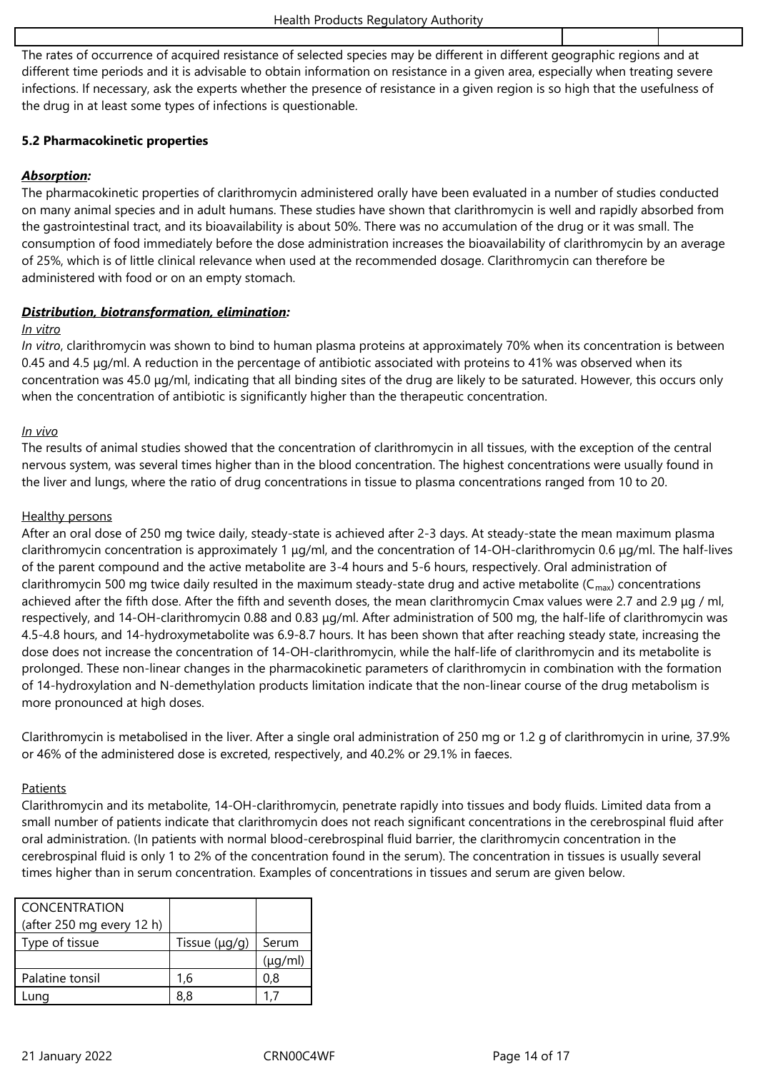The rates of occurrence of acquired resistance of selected species may be different in different geographic regions and at different time periods and it is advisable to obtain information on resistance in a given area, especially when treating severe infections. If necessary, ask the experts whether the presence of resistance in a given region is so high that the usefulness of the drug in at least some types of infections is questionable.

**5.2 Pharmacokinetic properties**

***Absorption:***
The pharmacokinetic properties of clarithromycin administered orally have been evaluated in a number of studies conducted on many animal species and in adult humans. These studies have shown that clarithromycin is well and rapidly absorbed from the gastrointestinal tract, and its bioavailability is about 50%. There was no accumulation of the drug or it was small. The consumption of food immediately before the dose administration increases the bioavailability of clarithromycin by an average of 25%, which is of little clinical relevance when used at the recommended dosage. Clarithromycin can therefore be administered with food or on an empty stomach.

***Distribution, biotransformation, elimination:***

In vitro

*In vitro*, clarithromycin was shown to bind to human plasma proteins at approximately 70% when its concentration is between 0.45 and 4.5 µg/ml. A reduction in the percentage of antibiotic associated with proteins to 41% was observed when its concentration was 45.0 µg/ml, indicating that all binding sites of the drug are likely to be saturated. However, this occurs only when the concentration of antibiotic is significantly higher than the therapeutic concentration.

In vivo

The results of animal studies showed that the concentration of clarithromycin in all tissues, with the exception of the central nervous system, was several times higher than in the blood concentration. The highest concentrations were usually found in the liver and lungs, where the ratio of drug concentrations in tissue to plasma concentrations ranged from 10 to 20.

Healthy persons

After an oral dose of 250 mg twice daily, steady-state is achieved after 2-3 days. At steady-state the mean maximum plasma clarithromycin concentration is approximately 1 µg/ml, and the concentration of 14-OH-clarithromycin 0.6 µg/ml. The half-lives of the parent compound and the active metabolite are 3-4 hours and 5-6 hours, respectively. Oral administration of clarithromycin 500 mg twice daily resulted in the maximum steady-state drug and active metabolite ($C_{max}$) concentrations achieved after the fifth dose. After the fifth and seventh doses, the mean clarithromycin Cmax values were 2.7 and 2.9 µg / ml, respectively, and 14-OH-clarithromycin 0.88 and 0.83 µg/ml. After administration of 500 mg, the half-life of clarithromycin was 4.5-4.8 hours, and 14-hydroxymetabolite was 6.9-8.7 hours. It has been shown that after reaching steady state, increasing the dose does not increase the concentration of 14-OH-clarithromycin, while the half-life of clarithromycin and its metabolite is prolonged. These non-linear changes in the pharmacokinetic parameters of clarithromycin in combination with the formation of 14-hydroxylation and N-demethylation products limitation indicate that the non-linear course of the drug metabolism is more pronounced at high doses.

Clarithromycin is metabolised in the liver. After a single oral administration of 250 mg or 1.2 g of clarithromycin in urine, 37.9% or 46% of the administered dose is excreted, respectively, and 40.2% or 29.1% in faeces.

Patients

Clarithromycin and its metabolite, 14-OH-clarithromycin, penetrate rapidly into tissues and body fluids. Limited data from a small number of patients indicate that clarithromycin does not reach significant concentrations in the cerebrospinal fluid after oral administration. (In patients with normal blood-cerebrospinal fluid barrier, the clarithromycin concentration in the cerebrospinal fluid is only 1 to 2% of the concentration found in the serum). The concentration in tissues is usually several times higher than in serum concentration. Examples of concentrations in tissues and serum are given below.

| CONCENTRATION (after 250 mg every 12 h) | | |
|---|---|---|
| Type of tissue | Tissue (µg/g) | Serum |
| | | (µg/ml) |
| Palatine tonsil | 1,6 | 0,8 |
| Lung | 8,8 | 1,7 |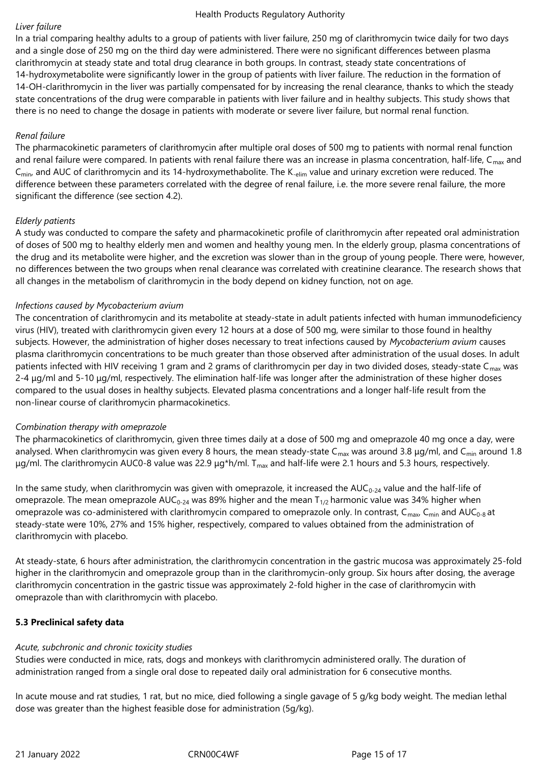*Liver failure*

In a trial comparing healthy adults to a group of patients with liver failure, 250 mg of clarithromycin twice daily for two days and a single dose of 250 mg on the third day were administered. There were no significant differences between plasma clarithromycin at steady state and total drug clearance in both groups. In contrast, steady state concentrations of 14-hydroxymetabolite were significantly lower in the group of patients with liver failure. The reduction in the formation of 14-OH-clarithromycin in the liver was partially compensated for by increasing the renal clearance, thanks to which the steady state concentrations of the drug were comparable in patients with liver failure and in healthy subjects. This study shows that there is no need to change the dosage in patients with moderate or severe liver failure, but normal renal function.

*Renal failure*

The pharmacokinetic parameters of clarithromycin after multiple oral doses of 500 mg to patients with normal renal function and renal failure were compared. In patients with renal failure there was an increase in plasma concentration, half-life, $C_{max}$ and $C_{min}$, and AUC of clarithromycin and its 14-hydroxymethabolite. The $K_{-elim}$ value and urinary excretion were reduced. The difference between these parameters correlated with the degree of renal failure, i.e. the more severe renal failure, the more significant the difference (see section 4.2).

*Elderly patients*

A study was conducted to compare the safety and pharmacokinetic profile of clarithromycin after repeated oral administration of doses of 500 mg to healthy elderly men and women and healthy young men. In the elderly group, plasma concentrations of the drug and its metabolite were higher, and the excretion was slower than in the group of young people. There were, however, no differences between the two groups when renal clearance was correlated with creatinine clearance. The research shows that all changes in the metabolism of clarithromycin in the body depend on kidney function, not on age.

*Infections caused by Mycobacterium avium*

The concentration of clarithromycin and its metabolite at steady-state in adult patients infected with human immunodeficiency virus (HIV), treated with clarithromycin given every 12 hours at a dose of 500 mg, were similar to those found in healthy subjects. However, the administration of higher doses necessary to treat infections caused by *Mycobacterium avium* causes plasma clarithromycin concentrations to be much greater than those observed after administration of the usual doses. In adult patients infected with HIV receiving 1 gram and 2 grams of clarithromycin per day in two divided doses, steady-state $C_{max}$ was 2-4 µg/ml and 5-10 µg/ml, respectively. The elimination half-life was longer after the administration of these higher doses compared to the usual doses in healthy subjects. Elevated plasma concentrations and a longer half-life result from the non-linear course of clarithromycin pharmacokinetics.

*Combination therapy with omeprazole*

The pharmacokinetics of clarithromycin, given three times daily at a dose of 500 mg and omeprazole 40 mg once a day, were analysed. When clarithromycin was given every 8 hours, the mean steady-state $C_{max}$ was around 3.8 µg/ml, and $C_{min}$ around 1.8 µg/ml. The clarithromycin AUC0-8 value was 22.9 µg*h/ml. $T_{max}$ and half-life were 2.1 hours and 5.3 hours, respectively.

In the same study, when clarithromycin was given with omeprazole, it increased the $AUC_{0-24}$ value and the half-life of omeprazole. The mean omeprazole $AUC_{0-24}$ was 89% higher and the mean $T_{1/2}$ harmonic value was 34% higher when omeprazole was co-administered with clarithromycin compared to omeprazole only. In contrast, $C_{max}$, $C_{min}$ and $AUC_{0-8}$ at steady-state were 10%, 27% and 15% higher, respectively, compared to values obtained from the administration of clarithromycin with placebo.

At steady-state, 6 hours after administration, the clarithromycin concentration in the gastric mucosa was approximately 25-fold higher in the clarithromycin and omeprazole group than in the clarithromycin-only group. Six hours after dosing, the average clarithromycin concentration in the gastric tissue was approximately 2-fold higher in the case of clarithromycin with omeprazole than with clarithromycin with placebo.

**5.3 Preclinical safety data**

*Acute, subchronic and chronic toxicity studies*

Studies were conducted in mice, rats, dogs and monkeys with clarithromycin administered orally. The duration of administration ranged from a single oral dose to repeated daily oral administration for 6 consecutive months.

In acute mouse and rat studies, 1 rat, but no mice, died following a single gavage of 5 g/kg body weight. The median lethal dose was greater than the highest feasible dose for administration (5g/kg).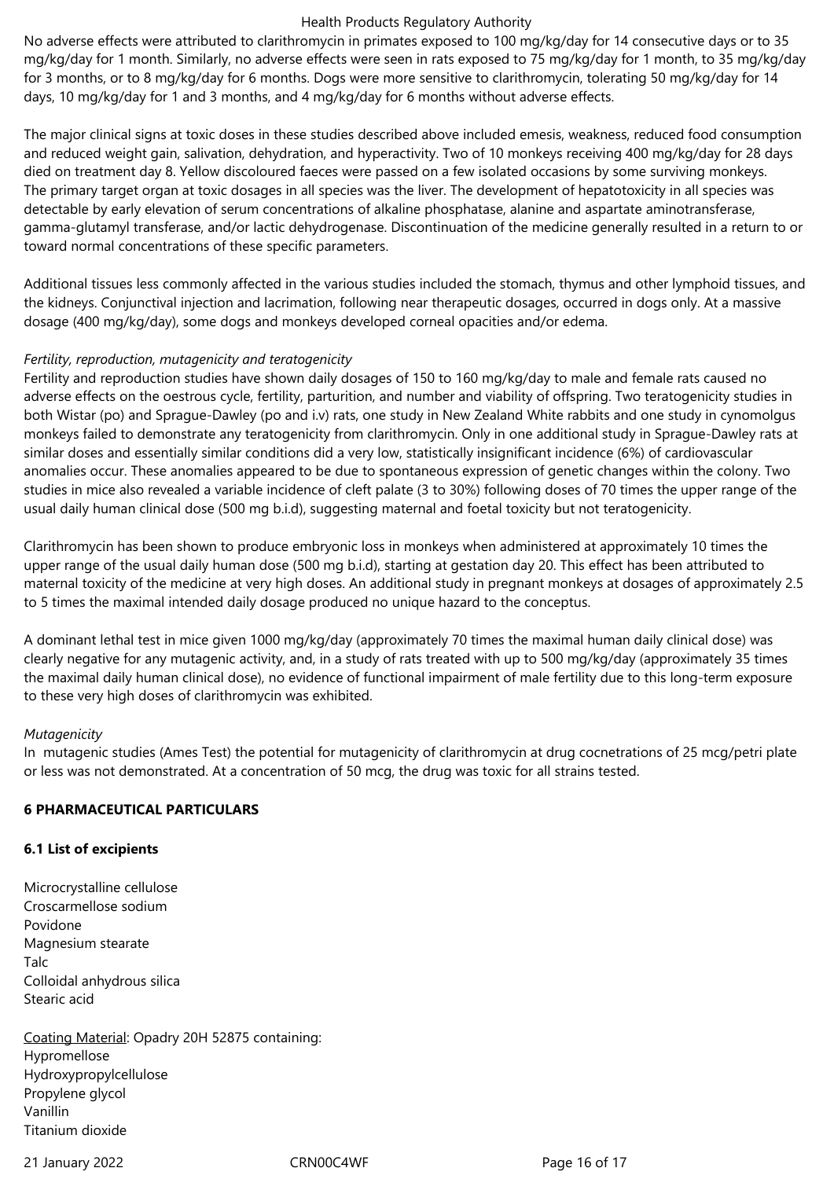No adverse effects were attributed to clarithromycin in primates exposed to 100 mg/kg/day for 14 consecutive days or to 35 mg/kg/day for 1 month. Similarly, no adverse effects were seen in rats exposed to 75 mg/kg/day for 1 month, to 35 mg/kg/day for 3 months, or to 8 mg/kg/day for 6 months. Dogs were more sensitive to clarithromycin, tolerating 50 mg/kg/day for 14 days, 10 mg/kg/day for 1 and 3 months, and 4 mg/kg/day for 6 months without adverse effects.

The major clinical signs at toxic doses in these studies described above included emesis, weakness, reduced food consumption and reduced weight gain, salivation, dehydration, and hyperactivity. Two of 10 monkeys receiving 400 mg/kg/day for 28 days died on treatment day 8. Yellow discoloured faeces were passed on a few isolated occasions by some surviving monkeys. The primary target organ at toxic dosages in all species was the liver. The development of hepatotoxicity in all species was detectable by early elevation of serum concentrations of alkaline phosphatase, alanine and aspartate aminotransferase, gamma-glutamyl transferase, and/or lactic dehydrogenase. Discontinuation of the medicine generally resulted in a return to or toward normal concentrations of these specific parameters.

Additional tissues less commonly affected in the various studies included the stomach, thymus and other lymphoid tissues, and the kidneys. Conjunctival injection and lacrimation, following near therapeutic dosages, occurred in dogs only. At a massive dosage (400 mg/kg/day), some dogs and monkeys developed corneal opacities and/or edema.

*Fertility, reproduction, mutagenicity and teratogenicity*

Fertility and reproduction studies have shown daily dosages of 150 to 160 mg/kg/day to male and female rats caused no adverse effects on the oestrous cycle, fertility, parturition, and number and viability of offspring. Two teratogenicity studies in both Wistar (po) and Sprague-Dawley (po and i.v) rats, one study in New Zealand White rabbits and one study in cynomolgus monkeys failed to demonstrate any teratogenicity from clarithromycin. Only in one additional study in Sprague-Dawley rats at similar doses and essentially similar conditions did a very low, statistically insignificant incidence (6%) of cardiovascular anomalies occur. These anomalies appeared to be due to spontaneous expression of genetic changes within the colony. Two studies in mice also revealed a variable incidence of cleft palate (3 to 30%) following doses of 70 times the upper range of the usual daily human clinical dose (500 mg b.i.d), suggesting maternal and foetal toxicity but not teratogenicity.

Clarithromycin has been shown to produce embryonic loss in monkeys when administered at approximately 10 times the upper range of the usual daily human dose (500 mg b.i.d), starting at gestation day 20. This effect has been attributed to maternal toxicity of the medicine at very high doses. An additional study in pregnant monkeys at dosages of approximately 2.5 to 5 times the maximal intended daily dosage produced no unique hazard to the conceptus.

A dominant lethal test in mice given 1000 mg/kg/day (approximately 70 times the maximal human daily clinical dose) was clearly negative for any mutagenic activity, and, in a study of rats treated with up to 500 mg/kg/day (approximately 35 times the maximal daily human clinical dose), no evidence of functional impairment of male fertility due to this long-term exposure to these very high doses of clarithromycin was exhibited.

*Mutagenicity*

In mutagenic studies (Ames Test) the potential for mutagenicity of clarithromycin at drug cocnetrations of 25 mcg/petri plate or less was not demonstrated. At a concentration of 50 mcg, the drug was toxic for all strains tested.

## 6 PHARMACEUTICAL PARTICULARS

### 6.1 List of excipients

Microcrystalline cellulose
Croscarmellose sodium
Povidone
Magnesium stearate
Talc
Colloidal anhydrous silica
Stearic acid

Coating Material: Opadry 20H 52875 containing:
Hypromellose
Hydroxypropylcellulose
Propylene glycol
Vanillin
Titanium dioxide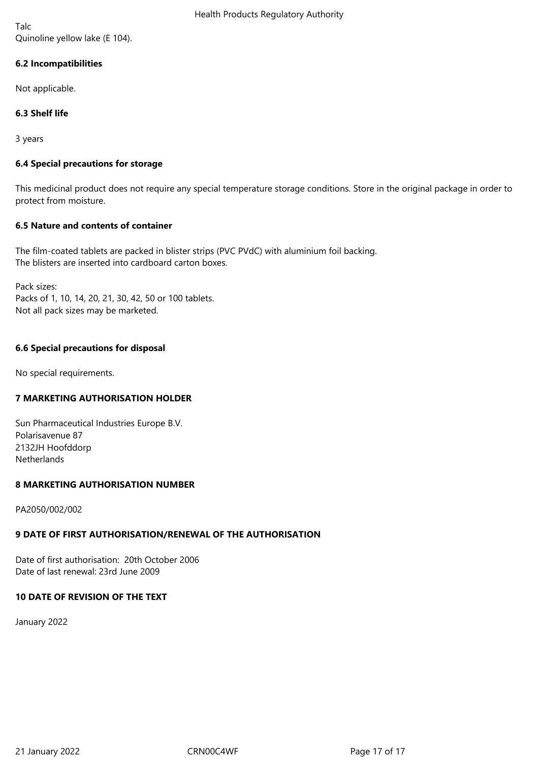Talc
Quinoline yellow lake (E 104).

### 6.2 Incompatibilities

Not applicable.

### 6.3 Shelf life

3 years

### 6.4 Special precautions for storage

This medicinal product does not require any special temperature storage conditions. Store in the original package in order to protect from moisture.

### 6.5 Nature and contents of container

The film-coated tablets are packed in blister strips (PVC PVdC) with aluminium foil backing.
The blisters are inserted into cardboard carton boxes.

Pack sizes:
Packs of 1, 10, 14, 20, 21, 30, 42, 50 or 100 tablets.
Not all pack sizes may be marketed.

### 6.6 Special precautions for disposal

No special requirements.

## 7 MARKETING AUTHORISATION HOLDER

Sun Pharmaceutical Industries Europe B.V.
Polarisavenue 87
2132JH Hoofddorp
Netherlands

## 8 MARKETING AUTHORISATION NUMBER

PA2050/002/002

## 9 DATE OF FIRST AUTHORISATION/RENEWAL OF THE AUTHORISATION

Date of first authorisation: 20th October 2006
Date of last renewal: 23rd June 2009

## 10 DATE OF REVISION OF THE TEXT

January 2022